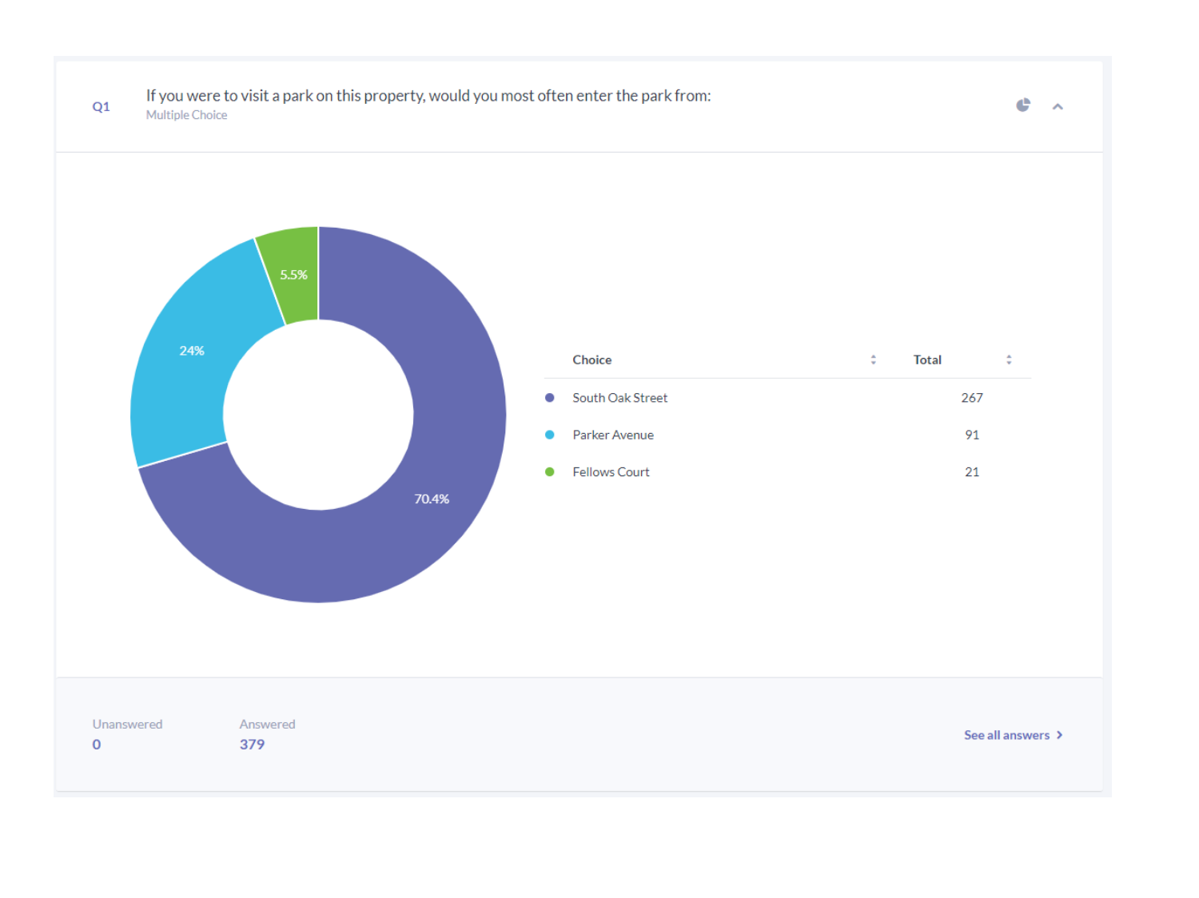**Q1** If you were to visit a park on this property, would you most often enter the park from:

Multiple Choice

| Choice | Total |
| --- | --- |
| South Oak Street | 267 |
| Parker Avenue | 91 |
| Fellows Court | 21 |

South Oak Street: 70.4%
Parker Avenue: 24%
Fellows Court: 5.5%

Unanswered: 0

Answered: 379

See all answers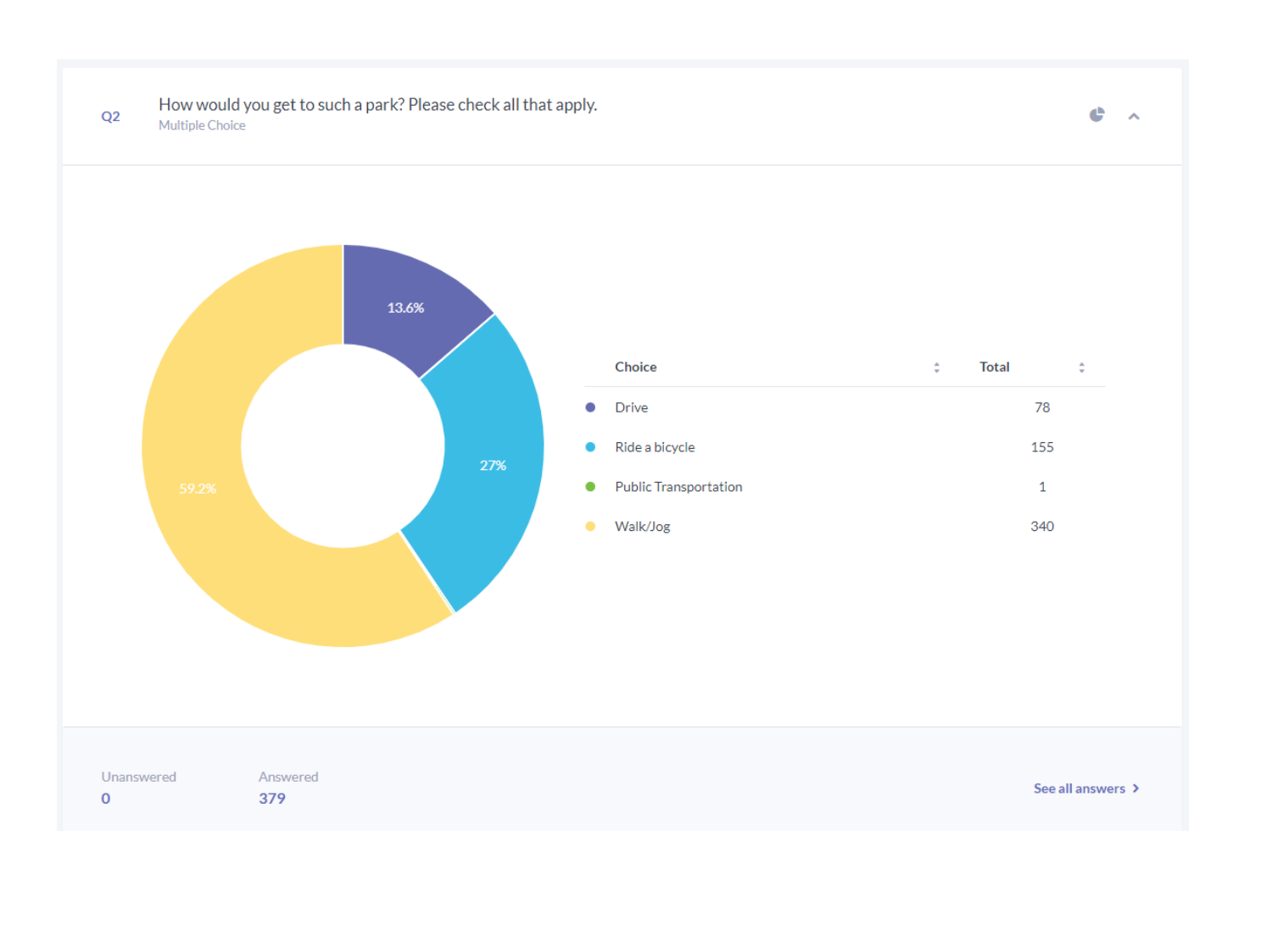**Q2** How would you get to such a park? Please check all that apply.

Multiple Choice

13.6%

27%

59.2%

| Choice | Total |
| --- | --- |
| Drive | 78 |
| Ride a bicycle | 155 |
| Public Transportation | 1 |
| Walk/Jog | 340 |

Unanswered
0

Answered
379

See all answers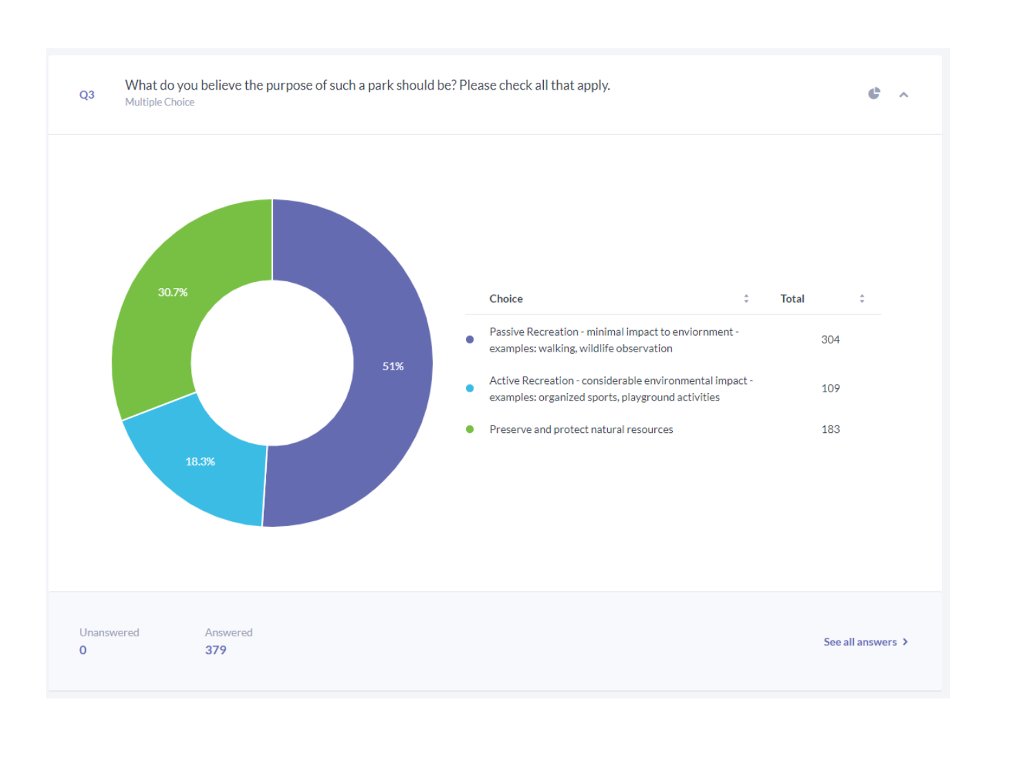Q3 What do you believe the purpose of such a park should be? Please check all that apply.

Multiple Choice

30.7%

51%

18.3%

| Choice | Total |
|---|---|
| Passive Recreation - minimal impact to enviornment - examples: walking, wildlife observation | 304 |
| Active Recreation - considerable environmental impact - examples: organized sports, playground activities | 109 |
| Preserve and protect natural resources | 183 |

Unanswered 0

Answered 379

See all answers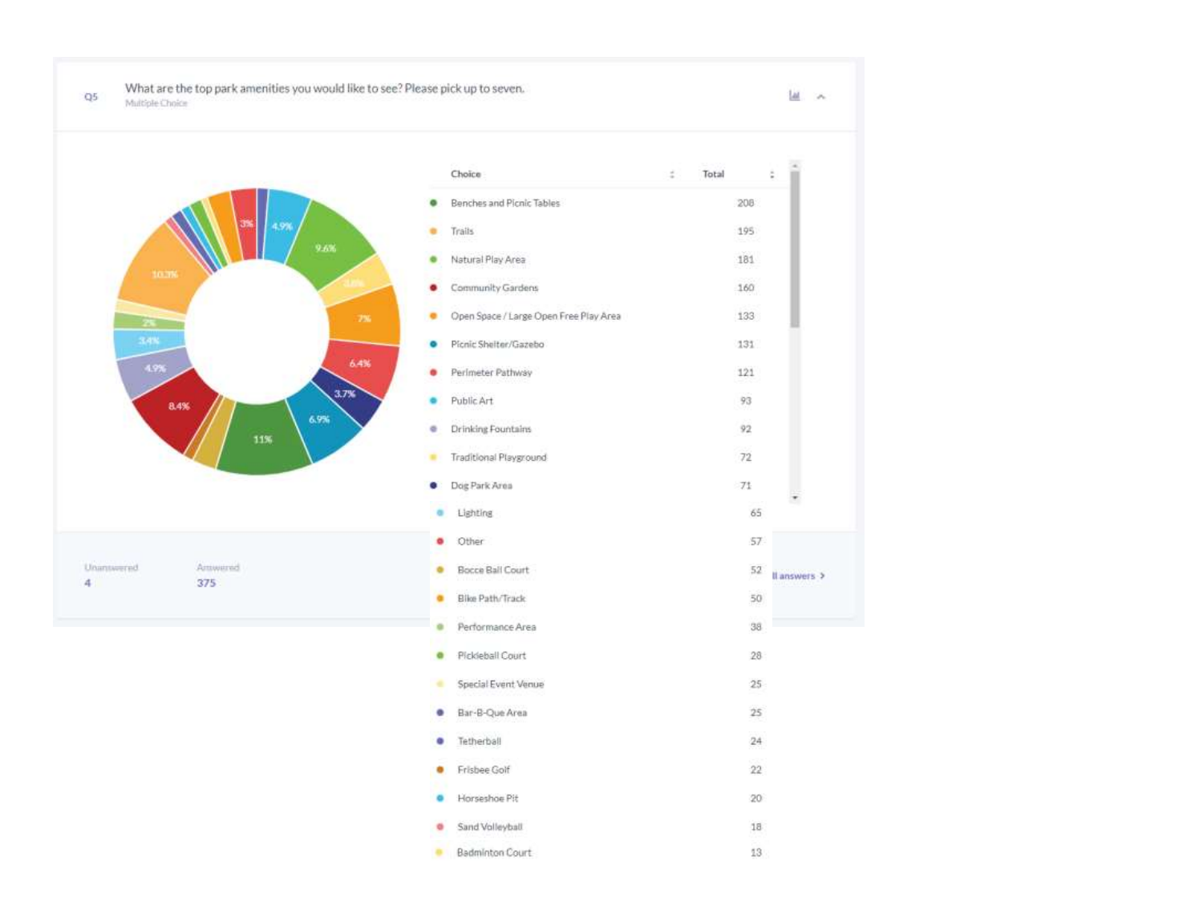Q5 What are the top park amenities you would like to see? Please pick up to seven.

Multiple Choice

| Choice | Total |
|---|---|
| Benches and Picnic Tables | 208 |
| Trails | 195 |
| Natural Play Area | 181 |
| Community Gardens | 160 |
| Open Space / Large Open Free Play Area | 133 |
| Picnic Shelter/Gazebo | 131 |
| Perimeter Pathway | 121 |
| Public Art | 93 |
| Drinking Fountains | 92 |
| Traditional Playground | 72 |
| Dog Park Area | 71 |
| Lighting | 65 |
| Other | 57 |
| Bocce Ball Court | 52 |
| Bike Path/Track | 50 |
| Performance Area | 38 |
| Pickleball Court | 28 |
| Special Event Venue | 25 |
| Bar-B-Que Area | 25 |
| Tetherball | 24 |
| Frisbee Golf | 22 |
| Horseshoe Pit | 20 |
| Sand Volleyball | 18 |
| Badminton Court | 13 |

Unanswered: 4

Answered: 375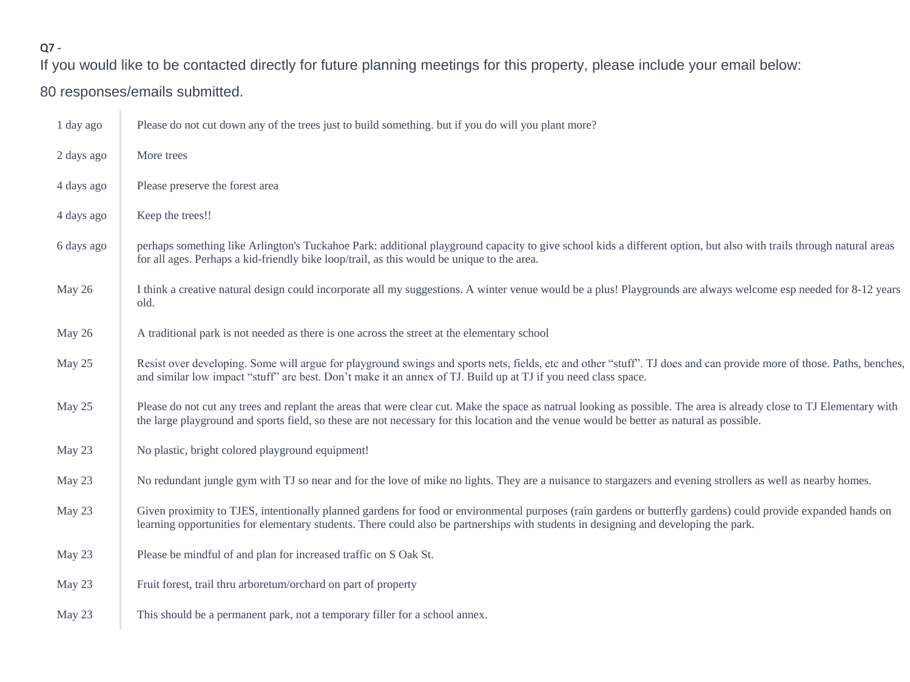Q7 -

If you would like to be contacted directly for future planning meetings for this property, please include your email below:

80 responses/emails submitted.

| | |
|---|---|
| 1 day ago | Please do not cut down any of the trees just to build something. but if you do will you plant more? |
| 2 days ago | More trees |
| 4 days ago | Please preserve the forest area |
| 4 days ago | Keep the trees!! |
| 6 days ago | perhaps something like Arlington's Tuckahoe Park: additional playground capacity to give school kids a different option, but also with trails through natural areas for all ages. Perhaps a kid-friendly bike loop/trail, as this would be unique to the area. |
| May 26 | I think a creative natural design could incorporate all my suggestions. A winter venue would be a plus! Playgrounds are always welcome esp needed for 8-12 years old. |
| May 26 | A traditional park is not needed as there is one across the street at the elementary school |
| May 25 | Resist over developing. Some will argue for playground swings and sports nets, fields, etc and other “stuff”. TJ does and can provide more of those. Paths, benches, and similar low impact “stuff” are best. Don’t make it an annex of TJ. Build up at TJ if you need class space. |
| May 25 | Please do not cut any trees and replant the areas that were clear cut. Make the space as natrual looking as possible. The area is already close to TJ Elementary with the large playground and sports field, so these are not necessary for this location and the venue would be better as natural as possible. |
| May 23 | No plastic, bright colored playground equipment! |
| May 23 | No redundant jungle gym with TJ so near and for the love of mike no lights. They are a nuisance to stargazers and evening strollers as well as nearby homes. |
| May 23 | Given proximity to TJES, intentionally planned gardens for food or environmental purposes (rain gardens or butterfly gardens) could provide expanded hands on learning opportunities for elementary students. There could also be partnerships with students in designing and developing the park. |
| May 23 | Please be mindful of and plan for increased traffic on S Oak St. |
| May 23 | Fruit forest, trail thru arboretum/orchard on part of property |
| May 23 | This should be a permanent park, not a temporary filler for a school annex. |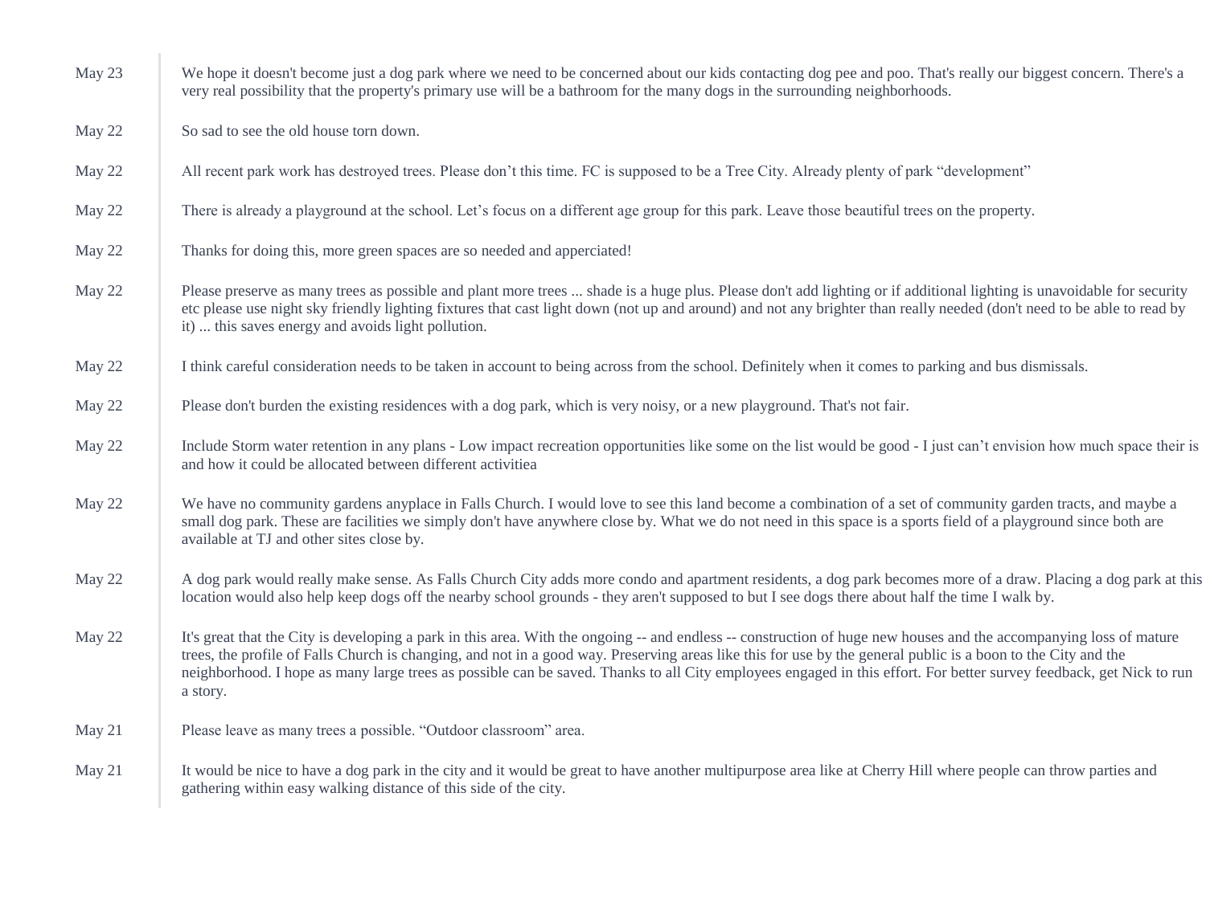| | |
|---|---|
| May 23 | We hope it doesn't become just a dog park where we need to be concerned about our kids contacting dog pee and poo. That's really our biggest concern. There's a very real possibility that the property's primary use will be a bathroom for the many dogs in the surrounding neighborhoods. |
| May 22 | So sad to see the old house torn down. |
| May 22 | All recent park work has destroyed trees. Please don't this time. FC is supposed to be a Tree City. Already plenty of park "development" |
| May 22 | There is already a playground at the school. Let's focus on a different age group for this park. Leave those beautiful trees on the property. |
| May 22 | Thanks for doing this, more green spaces are so needed and apperciated! |
| May 22 | Please preserve as many trees as possible and plant more trees ... shade is a huge plus. Please don't add lighting or if additional lighting is unavoidable for security etc please use night sky friendly lighting fixtures that cast light down (not up and around) and not any brighter than really needed (don't need to be able to read by it) ... this saves energy and avoids light pollution. |
| May 22 | I think careful consideration needs to be taken in account to being across from the school. Definitely when it comes to parking and bus dismissals. |
| May 22 | Please don't burden the existing residences with a dog park, which is very noisy, or a new playground. That's not fair. |
| May 22 | Include Storm water retention in any plans - Low impact recreation opportunities like some on the list would be good - I just can't envision how much space their is and how it could be allocated between different activitiea |
| May 22 | We have no community gardens anyplace in Falls Church. I would love to see this land become a combination of a set of community garden tracts, and maybe a small dog park. These are facilities we simply don't have anywhere close by. What we do not need in this space is a sports field of a playground since both are available at TJ and other sites close by. |
| May 22 | A dog park would really make sense. As Falls Church City adds more condo and apartment residents, a dog park becomes more of a draw. Placing a dog park at this location would also help keep dogs off the nearby school grounds - they aren't supposed to but I see dogs there about half the time I walk by. |
| May 22 | It's great that the City is developing a park in this area. With the ongoing -- and endless -- construction of huge new houses and the accompanying loss of mature trees, the profile of Falls Church is changing, and not in a good way. Preserving areas like this for use by the general public is a boon to the City and the neighborhood. I hope as many large trees as possible can be saved. Thanks to all City employees engaged in this effort. For better survey feedback, get Nick to run a story. |
| May 21 | Please leave as many trees a possible. "Outdoor classroom" area. |
| May 21 | It would be nice to have a dog park in the city and it would be great to have another multipurpose area like at Cherry Hill where people can throw parties and gathering within easy walking distance of this side of the city. |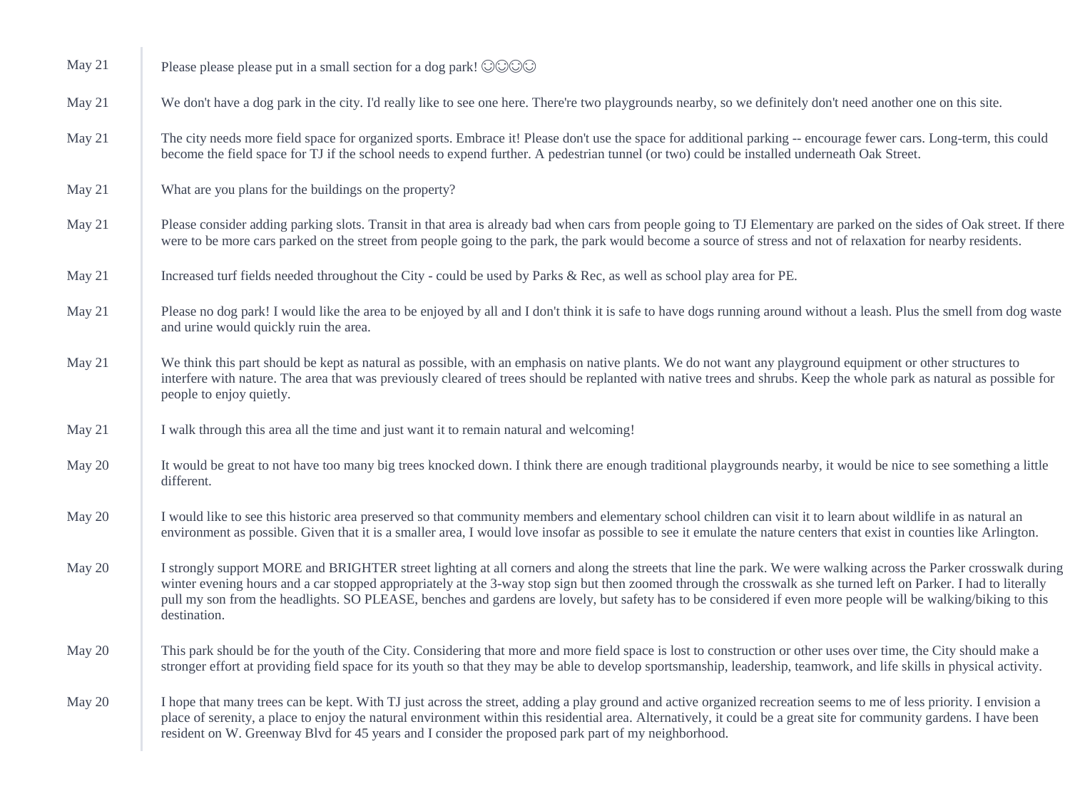| | |
|---|---|
| May 21 | Please please please put in a small section for a dog park! ☺☺☺☺ |
| May 21 | We don't have a dog park in the city. I'd really like to see one here. There're two playgrounds nearby, so we definitely don't need another one on this site. |
| May 21 | The city needs more field space for organized sports. Embrace it! Please don't use the space for additional parking -- encourage fewer cars. Long-term, this could become the field space for TJ if the school needs to expend further. A pedestrian tunnel (or two) could be installed underneath Oak Street. |
| May 21 | What are you plans for the buildings on the property? |
| May 21 | Please consider adding parking slots. Transit in that area is already bad when cars from people going to TJ Elementary are parked on the sides of Oak street. If there were to be more cars parked on the street from people going to the park, the park would become a source of stress and not of relaxation for nearby residents. |
| May 21 | Increased turf fields needed throughout the City - could be used by Parks & Rec, as well as school play area for PE. |
| May 21 | Please no dog park! I would like the area to be enjoyed by all and I don't think it is safe to have dogs running around without a leash. Plus the smell from dog waste and urine would quickly ruin the area. |
| May 21 | We think this part should be kept as natural as possible, with an emphasis on native plants. We do not want any playground equipment or other structures to interfere with nature. The area that was previously cleared of trees should be replanted with native trees and shrubs. Keep the whole park as natural as possible for people to enjoy quietly. |
| May 21 | I walk through this area all the time and just want it to remain natural and welcoming! |
| May 20 | It would be great to not have too many big trees knocked down. I think there are enough traditional playgrounds nearby, it would be nice to see something a little different. |
| May 20 | I would like to see this historic area preserved so that community members and elementary school children can visit it to learn about wildlife in as natural an environment as possible. Given that it is a smaller area, I would love insofar as possible to see it emulate the nature centers that exist in counties like Arlington. |
| May 20 | I strongly support MORE and BRIGHTER street lighting at all corners and along the streets that line the park. We were walking across the Parker crosswalk during winter evening hours and a car stopped appropriately at the 3-way stop sign but then zoomed through the crosswalk as she turned left on Parker. I had to literally pull my son from the headlights. SO PLEASE, benches and gardens are lovely, but safety has to be considered if even more people will be walking/biking to this destination. |
| May 20 | This park should be for the youth of the City. Considering that more and more field space is lost to construction or other uses over time, the City should make a stronger effort at providing field space for its youth so that they may be able to develop sportsmanship, leadership, teamwork, and life skills in physical activity. |
| May 20 | I hope that many trees can be kept. With TJ just across the street, adding a play ground and active organized recreation seems to me of less priority. I envision a place of serenity, a place to enjoy the natural environment within this residential area. Alternatively, it could be a great site for community gardens. I have been resident on W. Greenway Blvd for 45 years and I consider the proposed park part of my neighborhood. |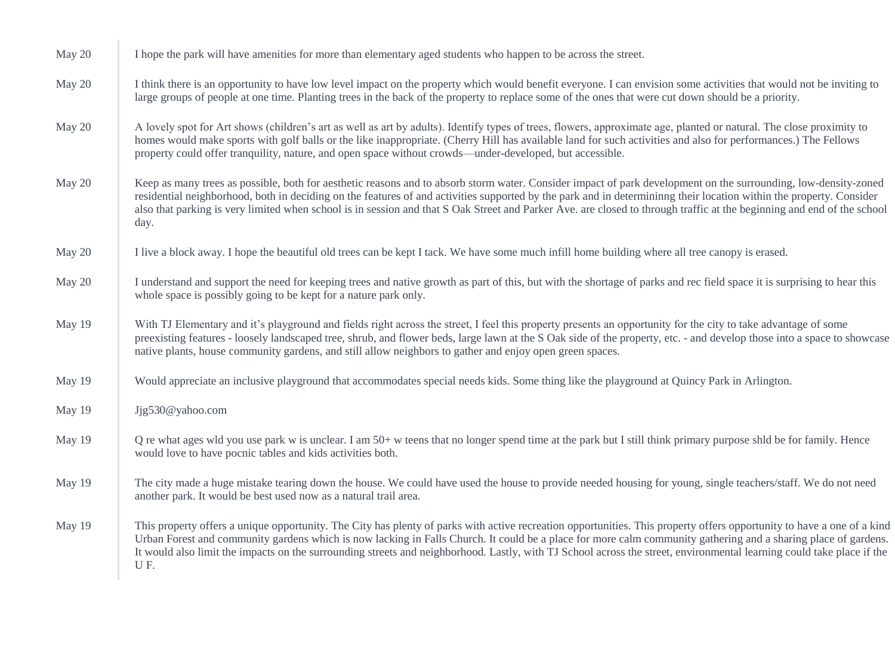| | |
|---|---|
| May 20 | I hope the park will have amenities for more than elementary aged students who happen to be across the street. |
| May 20 | I think there is an opportunity to have low level impact on the property which would benefit everyone. I can envision some activities that would not be inviting to large groups of people at one time. Planting trees in the back of the property to replace some of the ones that were cut down should be a priority. |
| May 20 | A lovely spot for Art shows (children's art as well as art by adults). Identify types of trees, flowers, approximate age, planted or natural. The close proximity to homes would make sports with golf balls or the like inappropriate. (Cherry Hill has available land for such activities and also for performances.) The Fellows property could offer tranquility, nature, and open space without crowds—under-developed, but accessible. |
| May 20 | Keep as many trees as possible, both for aesthetic reasons and to absorb storm water. Consider impact of park development on the surrounding, low-density-zoned residential neighborhood, both in deciding on the features of and activities supported by the park and in determininng their location within the property. Consider also that parking is very limited when school is in session and that S Oak Street and Parker Ave. are closed to through traffic at the beginning and end of the school day. |
| May 20 | I live a block away. I hope the beautiful old trees can be kept I tack. We have some much infill home building where all tree canopy is erased. |
| May 20 | I understand and support the need for keeping trees and native growth as part of this, but with the shortage of parks and rec field space it is surprising to hear this whole space is possibly going to be kept for a nature park only. |
| May 19 | With TJ Elementary and it's playground and fields right across the street, I feel this property presents an opportunity for the city to take advantage of some preexisting features - loosely landscaped tree, shrub, and flower beds, large lawn at the S Oak side of the property, etc. - and develop those into a space to showcase native plants, house community gardens, and still allow neighbors to gather and enjoy open green spaces. |
| May 19 | Would appreciate an inclusive playground that accommodates special needs kids. Some thing like the playground at Quincy Park in Arlington. |
| May 19 | Jjg530@yahoo.com |
| May 19 | Q re what ages wld you use park w is unclear. I am 50+ w teens that no longer spend time at the park but I still think primary purpose shld be for family. Hence would love to have pocnic tables and kids activities both. |
| May 19 | The city made a huge mistake tearing down the house. We could have used the house to provide needed housing for young, single teachers/staff. We do not need another park. It would be best used now as a natural trail area. |
| May 19 | This property offers a unique opportunity. The City has plenty of parks with active recreation opportunities. This property offers opportunity to have a one of a kind Urban Forest and community gardens which is now lacking in Falls Church. It could be a place for more calm community gathering and a sharing place of gardens. It would also limit the impacts on the surrounding streets and neighborhood. Lastly, with TJ School across the street, environmental learning could take place if the U F. |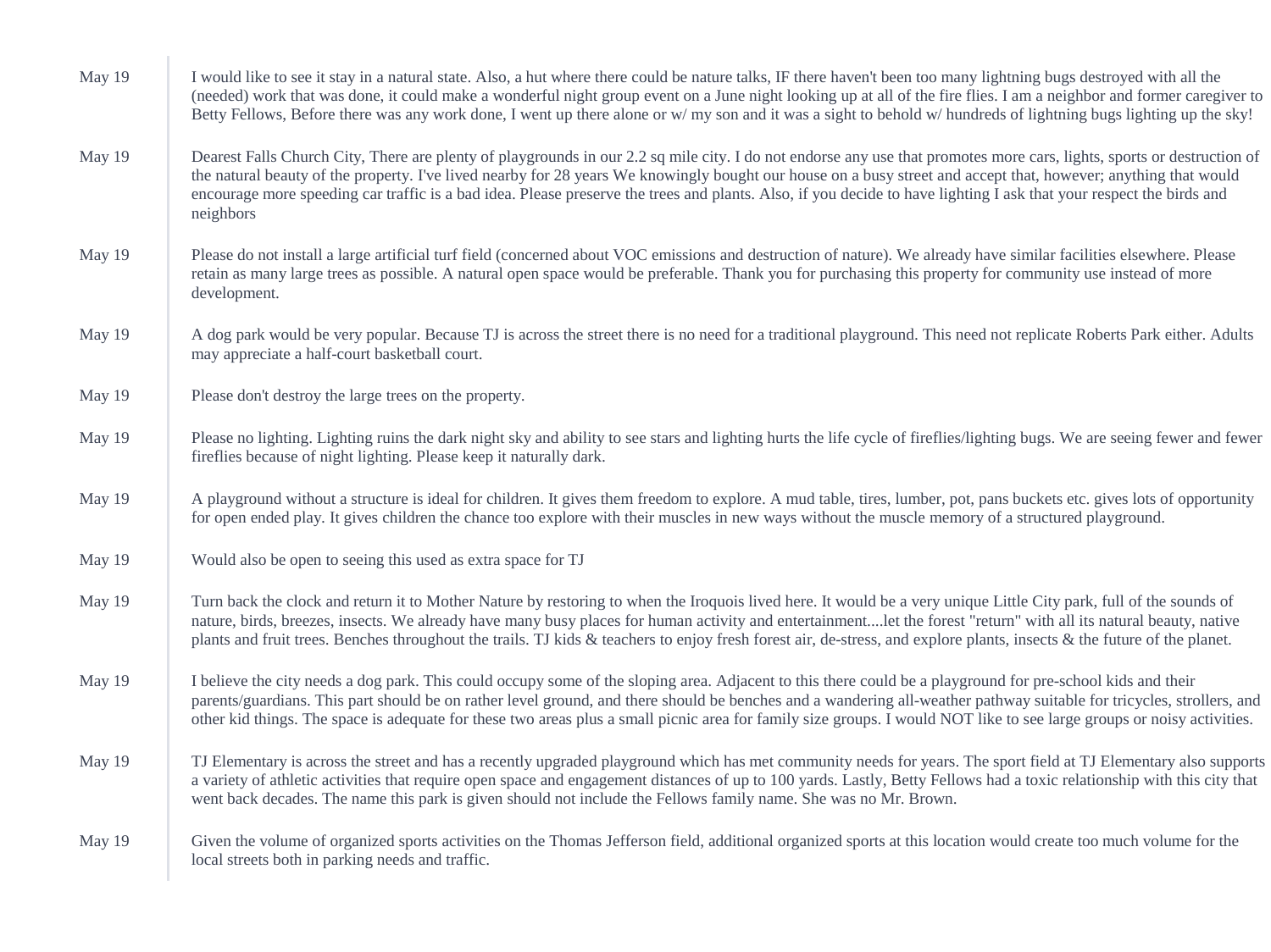| | |
|---|---|
| May 19 | I would like to see it stay in a natural state. Also, a hut where there could be nature talks, IF there haven't been too many lightning bugs destroyed with all the (needed) work that was done, it could make a wonderful night group event on a June night looking up at all of the fire flies. I am a neighbor and former caregiver to Betty Fellows, Before there was any work done, I went up there alone or w/ my son and it was a sight to behold w/ hundreds of lightning bugs lighting up the sky! |
| May 19 | Dearest Falls Church City, There are plenty of playgrounds in our 2.2 sq mile city. I do not endorse any use that promotes more cars, lights, sports or destruction of the natural beauty of the property. I've lived nearby for 28 years We knowingly bought our house on a busy street and accept that, however; anything that would encourage more speeding car traffic is a bad idea. Please preserve the trees and plants. Also, if you decide to have lighting I ask that your respect the birds and neighbors |
| May 19 | Please do not install a large artificial turf field (concerned about VOC emissions and destruction of nature). We already have similar facilities elsewhere. Please retain as many large trees as possible. A natural open space would be preferable. Thank you for purchasing this property for community use instead of more development. |
| May 19 | A dog park would be very popular. Because TJ is across the street there is no need for a traditional playground. This need not replicate Roberts Park either. Adults may appreciate a half-court basketball court. |
| May 19 | Please don't destroy the large trees on the property. |
| May 19 | Please no lighting. Lighting ruins the dark night sky and ability to see stars and lighting hurts the life cycle of fireflies/lighting bugs. We are seeing fewer and fewer fireflies because of night lighting. Please keep it naturally dark. |
| May 19 | A playground without a structure is ideal for children. It gives them freedom to explore. A mud table, tires, lumber, pot, pans buckets etc. gives lots of opportunity for open ended play. It gives children the chance too explore with their muscles in new ways without the muscle memory of a structured playground. |
| May 19 | Would also be open to seeing this used as extra space for TJ |
| May 19 | Turn back the clock and return it to Mother Nature by restoring to when the Iroquois lived here. It would be a very unique Little City park, full of the sounds of nature, birds, breezes, insects. We already have many busy places for human activity and entertainment....let the forest "return" with all its natural beauty, native plants and fruit trees. Benches throughout the trails. TJ kids & teachers to enjoy fresh forest air, de-stress, and explore plants, insects & the future of the planet. |
| May 19 | I believe the city needs a dog park. This could occupy some of the sloping area. Adjacent to this there could be a playground for pre-school kids and their parents/guardians. This part should be on rather level ground, and there should be benches and a wandering all-weather pathway suitable for tricycles, strollers, and other kid things. The space is adequate for these two areas plus a small picnic area for family size groups. I would NOT like to see large groups or noisy activities. |
| May 19 | TJ Elementary is across the street and has a recently upgraded playground which has met community needs for years. The sport field at TJ Elementary also supports a variety of athletic activities that require open space and engagement distances of up to 100 yards. Lastly, Betty Fellows had a toxic relationship with this city that went back decades. The name this park is given should not include the Fellows family name. She was no Mr. Brown. |
| May 19 | Given the volume of organized sports activities on the Thomas Jefferson field, additional organized sports at this location would create too much volume for the local streets both in parking needs and traffic. |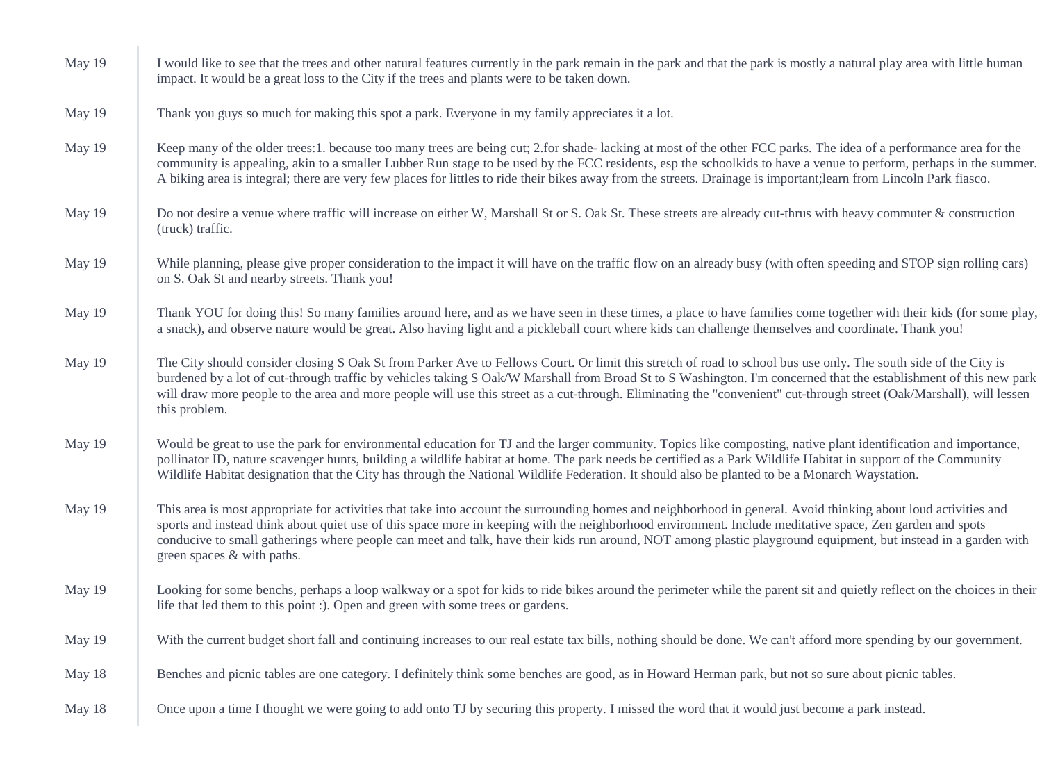| | |
|---|---|
| May 19 | I would like to see that the trees and other natural features currently in the park remain in the park and that the park is mostly a natural play area with little human impact. It would be a great loss to the City if the trees and plants were to be taken down. |
| May 19 | Thank you guys so much for making this spot a park. Everyone in my family appreciates it a lot. |
| May 19 | Keep many of the older trees:1. because too many trees are being cut; 2.for shade- lacking at most of the other FCC parks. The idea of a performance area for the community is appealing, akin to a smaller Lubber Run stage to be used by the FCC residents, esp the schoolkids to have a venue to perform, perhaps in the summer. A biking area is integral; there are very few places for littles to ride their bikes away from the streets. Drainage is important;learn from Lincoln Park fiasco. |
| May 19 | Do not desire a venue where traffic will increase on either W, Marshall St or S. Oak St. These streets are already cut-thrus with heavy commuter & construction (truck) traffic. |
| May 19 | While planning, please give proper consideration to the impact it will have on the traffic flow on an already busy (with often speeding and STOP sign rolling cars) on S. Oak St and nearby streets. Thank you! |
| May 19 | Thank YOU for doing this! So many families around here, and as we have seen in these times, a place to have families come together with their kids (for some play, a snack), and observe nature would be great. Also having light and a pickleball court where kids can challenge themselves and coordinate. Thank you! |
| May 19 | The City should consider closing S Oak St from Parker Ave to Fellows Court. Or limit this stretch of road to school bus use only. The south side of the City is burdened by a lot of cut-through traffic by vehicles taking S Oak/W Marshall from Broad St to S Washington. I'm concerned that the establishment of this new park will draw more people to the area and more people will use this street as a cut-through. Eliminating the "convenient" cut-through street (Oak/Marshall), will lessen this problem. |
| May 19 | Would be great to use the park for environmental education for TJ and the larger community. Topics like composting, native plant identification and importance, pollinator ID, nature scavenger hunts, building a wildlife habitat at home. The park needs be certified as a Park Wildlife Habitat in support of the Community Wildlife Habitat designation that the City has through the National Wildlife Federation. It should also be planted to be a Monarch Waystation. |
| May 19 | This area is most appropriate for activities that take into account the surrounding homes and neighborhood in general. Avoid thinking about loud activities and sports and instead think about quiet use of this space more in keeping with the neighborhood environment. Include meditative space, Zen garden and spots conducive to small gatherings where people can meet and talk, have their kids run around, NOT among plastic playground equipment, but instead in a garden with green spaces & with paths. |
| May 19 | Looking for some benchs, perhaps a loop walkway or a spot for kids to ride bikes around the perimeter while the parent sit and quietly reflect on the choices in their life that led them to this point :). Open and green with some trees or gardens. |
| May 19 | With the current budget short fall and continuing increases to our real estate tax bills, nothing should be done. We can't afford more spending by our government. |
| May 18 | Benches and picnic tables are one category. I definitely think some benches are good, as in Howard Herman park, but not so sure about picnic tables. |
| May 18 | Once upon a time I thought we were going to add onto TJ by securing this property. I missed the word that it would just become a park instead. |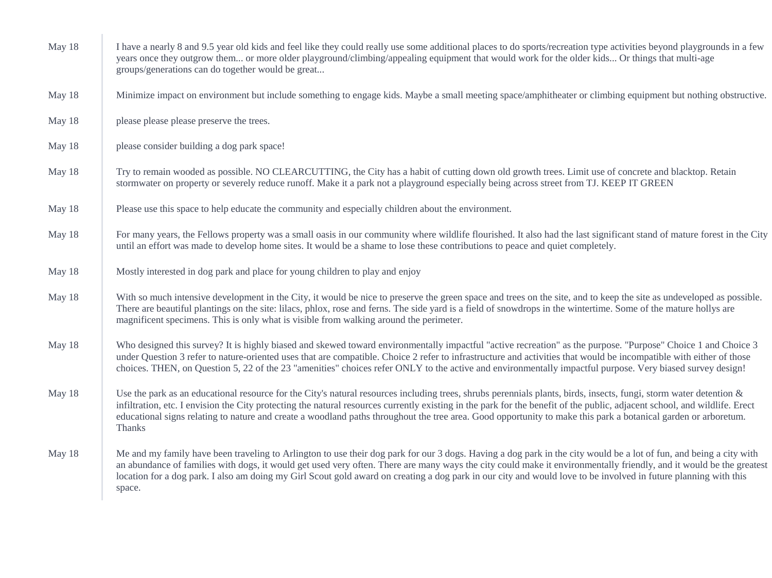May 18

I have a nearly 8 and 9.5 year old kids and feel like they could really use some additional places to do sports/recreation type activities beyond playgrounds in a few years once they outgrow them... or more older playground/climbing/appealing equipment that would work for the older kids... Or things that multi-age groups/generations can do together would be great...

May 18

Minimize impact on environment but include something to engage kids. Maybe a small meeting space/amphitheater or climbing equipment but nothing obstructive.

May 18

please please please preserve the trees.

May 18

please consider building a dog park space!

May 18

Try to remain wooded as possible. NO CLEARCUTTING, the City has a habit of cutting down old growth trees. Limit use of concrete and blacktop. Retain stormwater on property or severely reduce runoff. Make it a park not a playground especially being across street from TJ. KEEP IT GREEN

May 18

Please use this space to help educate the community and especially children about the environment.

May 18

For many years, the Fellows property was a small oasis in our community where wildlife flourished. It also had the last significant stand of mature forest in the City until an effort was made to develop home sites. It would be a shame to lose these contributions to peace and quiet completely.

May 18

Mostly interested in dog park and place for young children to play and enjoy

May 18

With so much intensive development in the City, it would be nice to preserve the green space and trees on the site, and to keep the site as undeveloped as possible. There are beautiful plantings on the site: lilacs, phlox, rose and ferns. The side yard is a field of snowdrops in the wintertime. Some of the mature hollys are magnificent specimens. This is only what is visible from walking around the perimeter.

May 18

Who designed this survey? It is highly biased and skewed toward environmentally impactful "active recreation" as the purpose. "Purpose" Choice 1 and Choice 3 under Question 3 refer to nature-oriented uses that are compatible. Choice 2 refer to infrastructure and activities that would be incompatible with either of those choices. THEN, on Question 5, 22 of the 23 "amenities" choices refer ONLY to the active and environmentally impactful purpose. Very biased survey design!

May 18

Use the park as an educational resource for the City's natural resources including trees, shrubs perennials plants, birds, insects, fungi, storm water detention & infiltration, etc. I envision the City protecting the natural resources currently existing in the park for the benefit of the public, adjacent school, and wildlife. Erect educational signs relating to nature and create a woodland paths throughout the tree area. Good opportunity to make this park a botanical garden or arboretum. Thanks

May 18

Me and my family have been traveling to Arlington to use their dog park for our 3 dogs. Having a dog park in the city would be a lot of fun, and being a city with an abundance of families with dogs, it would get used very often. There are many ways the city could make it environmentally friendly, and it would be the greatest location for a dog park. I also am doing my Girl Scout gold award on creating a dog park in our city and would love to be involved in future planning with this space.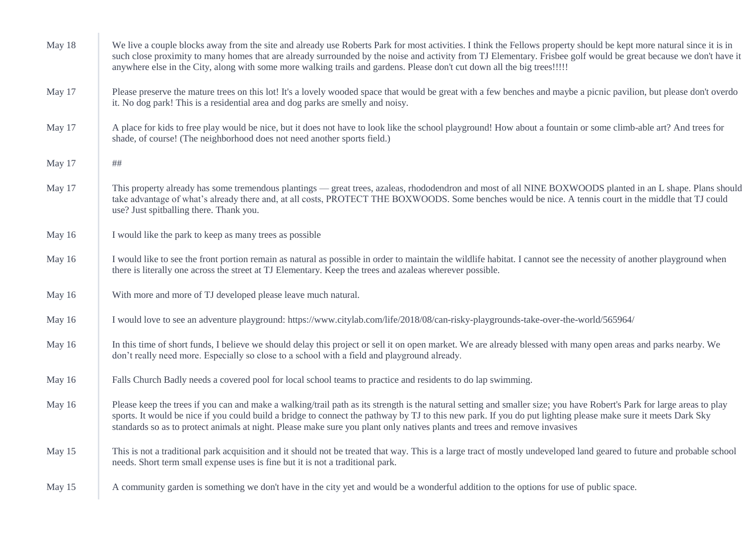| | |
|---|---|
| May 18 | We live a couple blocks away from the site and already use Roberts Park for most activities. I think the Fellows property should be kept more natural since it is in such close proximity to many homes that are already surrounded by the noise and activity from TJ Elementary. Frisbee golf would be great because we don't have it anywhere else in the City, along with some more walking trails and gardens. Please don't cut down all the big trees!!!!! |
| May 17 | Please preserve the mature trees on this lot! It's a lovely wooded space that would be great with a few benches and maybe a picnic pavilion, but please don't overdo it. No dog park! This is a residential area and dog parks are smelly and noisy. |
| May 17 | A place for kids to free play would be nice, but it does not have to look like the school playground! How about a fountain or some climb-able art? And trees for shade, of course! (The neighborhood does not need another sports field.) |
| May 17 | ## |
| May 17 | This property already has some tremendous plantings — great trees, azaleas, rhododendron and most of all NINE BOXWOODS planted in an L shape. Plans should take advantage of what's already there and, at all costs, PROTECT THE BOXWOODS. Some benches would be nice. A tennis court in the middle that TJ could use? Just spitballing there. Thank you. |
| May 16 | I would like the park to keep as many trees as possible |
| May 16 | I would like to see the front portion remain as natural as possible in order to maintain the wildlife habitat. I cannot see the necessity of another playground when there is literally one across the street at TJ Elementary. Keep the trees and azaleas wherever possible. |
| May 16 | With more and more of TJ developed please leave much natural. |
| May 16 | I would love to see an adventure playground: https://www.citylab.com/life/2018/08/can-risky-playgrounds-take-over-the-world/565964/ |
| May 16 | In this time of short funds, I believe we should delay this project or sell it on open market. We are already blessed with many open areas and parks nearby. We don't really need more. Especially so close to a school with a field and playground already. |
| May 16 | Falls Church Badly needs a covered pool for local school teams to practice and residents to do lap swimming. |
| May 16 | Please keep the trees if you can and make a walking/trail path as its strength is the natural setting and smaller size; you have Robert's Park for large areas to play sports. It would be nice if you could build a bridge to connect the pathway by TJ to this new park. If you do put lighting please make sure it meets Dark Sky standards so as to protect animals at night. Please make sure you plant only natives plants and trees and remove invasives |
| May 15 | This is not a traditional park acquisition and it should not be treated that way. This is a large tract of mostly undeveloped land geared to future and probable school needs. Short term small expense uses is fine but it is not a traditional park. |
| May 15 | A community garden is something we don't have in the city yet and would be a wonderful addition to the options for use of public space. |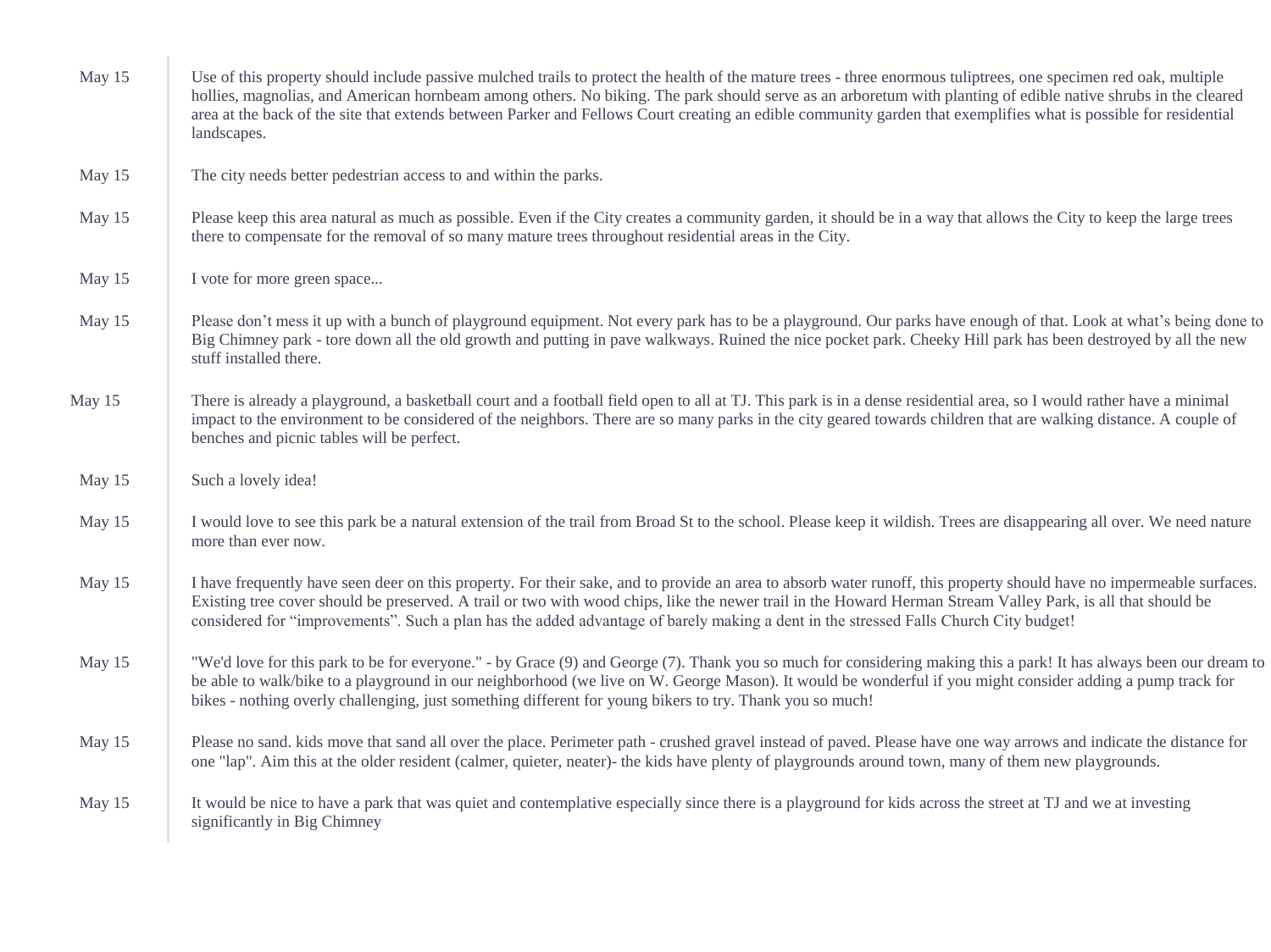| | |
|---|---|
| May 15 | Use of this property should include passive mulched trails to protect the health of the mature trees - three enormous tuliptrees, one specimen red oak, multiple hollies, magnolias, and American hornbeam among others. No biking. The park should serve as an arboretum with planting of edible native shrubs in the cleared area at the back of the site that extends between Parker and Fellows Court creating an edible community garden that exemplifies what is possible for residential landscapes. |
| May 15 | The city needs better pedestrian access to and within the parks. |
| May 15 | Please keep this area natural as much as possible. Even if the City creates a community garden, it should be in a way that allows the City to keep the large trees there to compensate for the removal of so many mature trees throughout residential areas in the City. |
| May 15 | I vote for more green space... |
| May 15 | Please don't mess it up with a bunch of playground equipment. Not every park has to be a playground. Our parks have enough of that. Look at what's being done to Big Chimney park - tore down all the old growth and putting in pave walkways. Ruined the nice pocket park. Cheeky Hill park has been destroyed by all the new stuff installed there. |
| May 15 | There is already a playground, a basketball court and a football field open to all at TJ. This park is in a dense residential area, so I would rather have a minimal impact to the environment to be considered of the neighbors. There are so many parks in the city geared towards children that are walking distance. A couple of benches and picnic tables will be perfect. |
| May 15 | Such a lovely idea! |
| May 15 | I would love to see this park be a natural extension of the trail from Broad St to the school. Please keep it wildish. Trees are disappearing all over. We need nature more than ever now. |
| May 15 | I have frequently have seen deer on this property. For their sake, and to provide an area to absorb water runoff, this property should have no impermeable surfaces. Existing tree cover should be preserved. A trail or two with wood chips, like the newer trail in the Howard Herman Stream Valley Park, is all that should be considered for "improvements". Such a plan has the added advantage of barely making a dent in the stressed Falls Church City budget! |
| May 15 | "We'd love for this park to be for everyone." - by Grace (9) and George (7). Thank you so much for considering making this a park! It has always been our dream to be able to walk/bike to a playground in our neighborhood (we live on W. George Mason). It would be wonderful if you might consider adding a pump track for bikes - nothing overly challenging, just something different for young bikers to try. Thank you so much! |
| May 15 | Please no sand. kids move that sand all over the place. Perimeter path - crushed gravel instead of paved. Please have one way arrows and indicate the distance for one "lap". Aim this at the older resident (calmer, quieter, neater)- the kids have plenty of playgrounds around town, many of them new playgrounds. |
| May 15 | It would be nice to have a park that was quiet and contemplative especially since there is a playground for kids across the street at TJ and we at investing significantly in Big Chimney |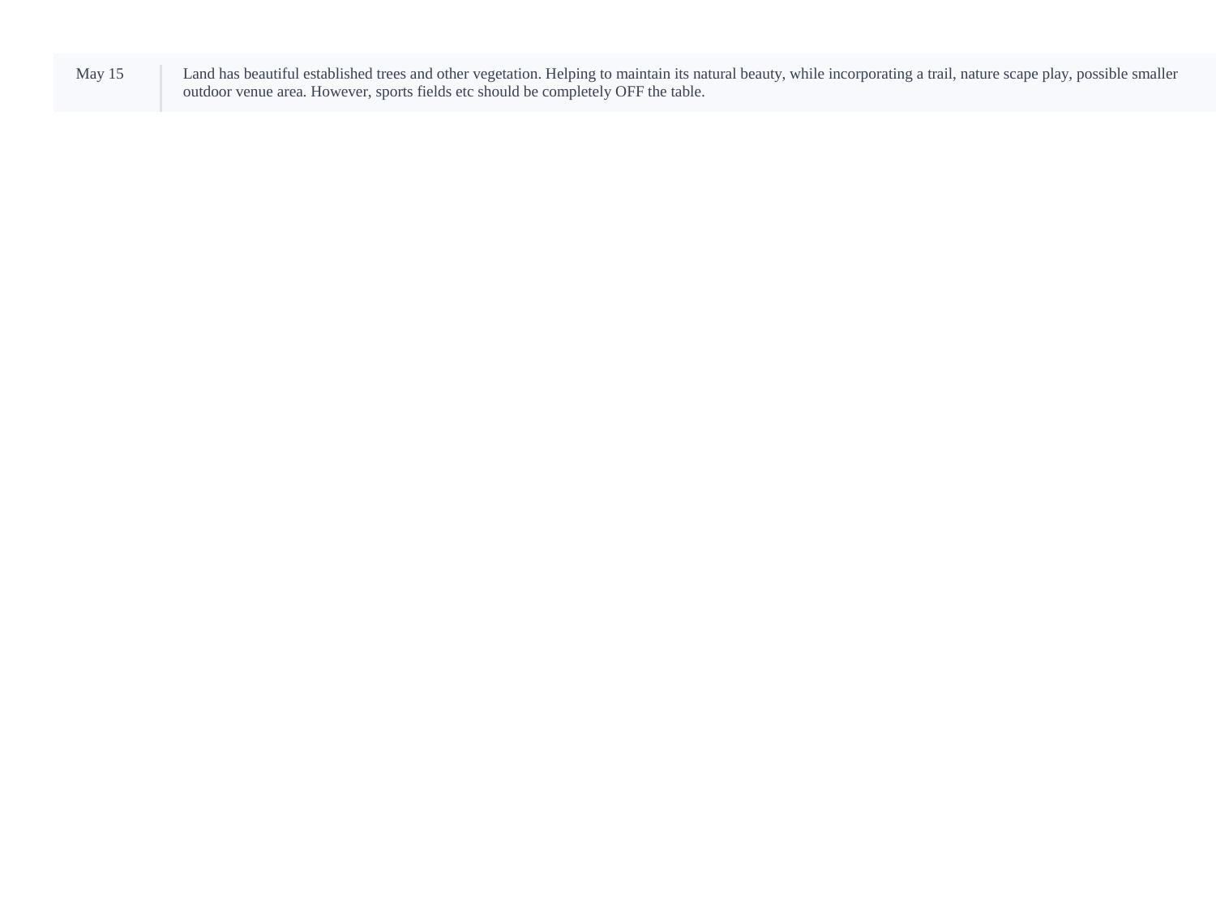| | |
|---|---|
| May 15 | Land has beautiful established trees and other vegetation. Helping to maintain its natural beauty, while incorporating a trail, nature scape play, possible smaller outdoor venue area. However, sports fields etc should be completely OFF the table. |